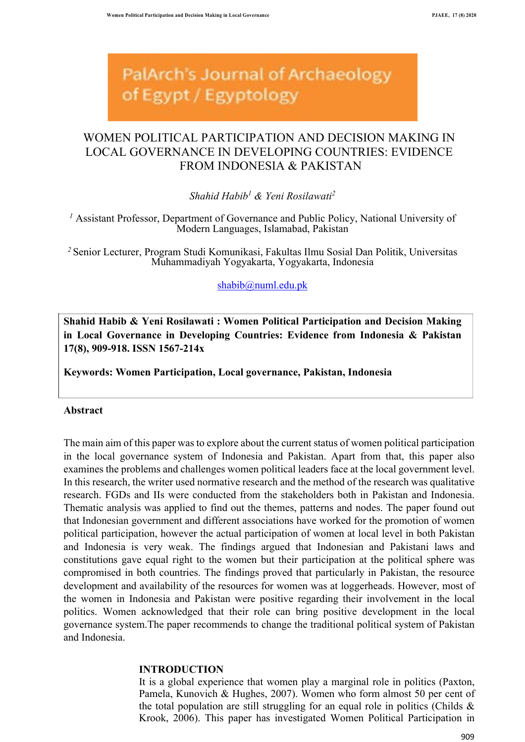PalArch's Journal of Archaeology of Egypt / Egyptology

# WOMEN POLITICAL PARTICIPATION AND DECISION MAKING IN LOCAL GOVERNANCE IN DEVELOPING COUNTRIES: EVIDENCE FROM INDONESIA & PAKISTAN

*Shahid Habib*[1] *& Yeni Rosilawati*[2]

[1] Assistant Professor, Department of Governance and Public Policy, National University of Modern Languages, Islamabad, Pakistan

[2] Senior Lecturer, Program Studi Komunikasi, Fakultas Ilmu Sosial Dan Politik, Universitas Muhammadiyah Yogyakarta, Yogyakarta, Indonesia

shabib@numl.edu.pk

**Shahid Habib & Yeni Rosilawati : Women Political Participation and Decision Making in Local Governance in Developing Countries: Evidence from Indonesia & Pakistan 17(8), 909-918. ISSN 1567-214x**

**Keywords: Women Participation, Local governance, Pakistan, Indonesia**

## Abstract

The main aim of this paper was to explore about the current status of women political participation in the local governance system of Indonesia and Pakistan. Apart from that, this paper also examines the problems and challenges women political leaders face at the local government level. In this research, the writer used normative research and the method of the research was qualitative research. FGDs and IIs were conducted from the stakeholders both in Pakistan and Indonesia. Thematic analysis was applied to find out the themes, patterns and nodes. The paper found out that Indonesian government and different associations have worked for the promotion of women political participation, however the actual participation of women at local level in both Pakistan and Indonesia is very weak. The findings argued that Indonesian and Pakistani laws and constitutions gave equal right to the women but their participation at the political sphere was compromised in both countries. The findings proved that particularly in Pakistan, the resource development and availability of the resources for women was at loggerheads. However, most of the women in Indonesia and Pakistan were positive regarding their involvement in the local politics. Women acknowledged that their role can bring positive development in the local governance system.The paper recommends to change the traditional political system of Pakistan and Indonesia.

## INTRODUCTION

It is a global experience that women play a marginal role in politics (Paxton, Pamela, Kunovich & Hughes, 2007). Women who form almost 50 per cent of the total population are still struggling for an equal role in politics (Childs & Krook, 2006). This paper has investigated Women Political Participation in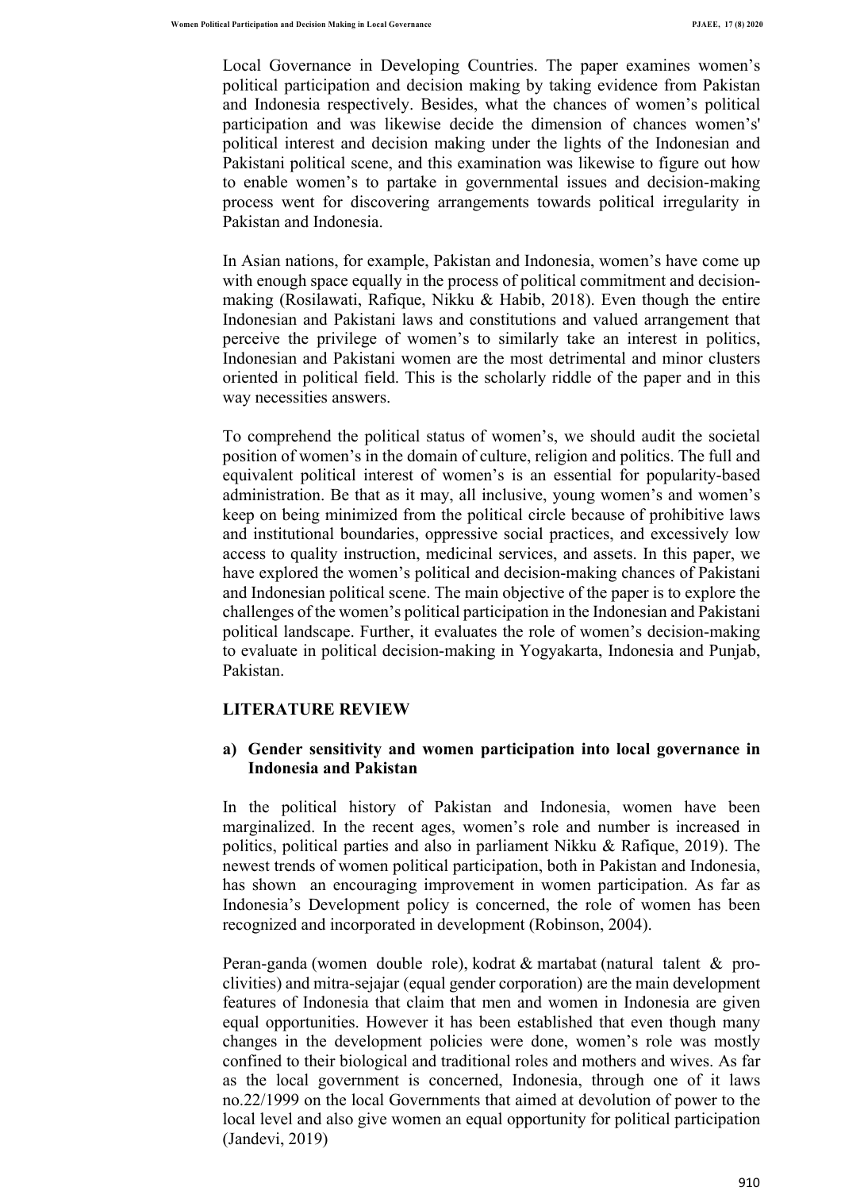Local Governance in Developing Countries. The paper examines women's political participation and decision making by taking evidence from Pakistan and Indonesia respectively. Besides, what the chances of women's political participation and was likewise decide the dimension of chances women's' political interest and decision making under the lights of the Indonesian and Pakistani political scene, and this examination was likewise to figure out how to enable women's to partake in governmental issues and decision-making process went for discovering arrangements towards political irregularity in Pakistan and Indonesia.

In Asian nations, for example, Pakistan and Indonesia, women's have come up with enough space equally in the process of political commitment and decision-making (Rosilawati, Rafique, Nikku & Habib, 2018). Even though the entire Indonesian and Pakistani laws and constitutions and valued arrangement that perceive the privilege of women's to similarly take an interest in politics, Indonesian and Pakistani women are the most detrimental and minor clusters oriented in political field. This is the scholarly riddle of the paper and in this way necessities answers.

To comprehend the political status of women's, we should audit the societal position of women's in the domain of culture, religion and politics. The full and equivalent political interest of women's is an essential for popularity-based administration. Be that as it may, all inclusive, young women's and women's keep on being minimized from the political circle because of prohibitive laws and institutional boundaries, oppressive social practices, and excessively low access to quality instruction, medicinal services, and assets. In this paper, we have explored the women's political and decision-making chances of Pakistani and Indonesian political scene. The main objective of the paper is to explore the challenges of the women's political participation in the Indonesian and Pakistani political landscape. Further, it evaluates the role of women's decision-making to evaluate in political decision-making in Yogyakarta, Indonesia and Punjab, Pakistan.

## LITERATURE REVIEW

### a) Gender sensitivity and women participation into local governance in Indonesia and Pakistan

In the political history of Pakistan and Indonesia, women have been marginalized. In the recent ages, women's role and number is increased in politics, political parties and also in parliament Nikku & Rafique, 2019). The newest trends of women political participation, both in Pakistan and Indonesia, has shown an encouraging improvement in women participation. As far as Indonesia's Development policy is concerned, the role of women has been recognized and incorporated in development (Robinson, 2004).

Peran-ganda (women double role), kodrat & martabat (natural talent & pro-clivities) and mitra-sejajar (equal gender corporation) are the main development features of Indonesia that claim that men and women in Indonesia are given equal opportunities. However it has been established that even though many changes in the development policies were done, women's role was mostly confined to their biological and traditional roles and mothers and wives. As far as the local government is concerned, Indonesia, through one of it laws no.22/1999 on the local Governments that aimed at devolution of power to the local level and also give women an equal opportunity for political participation (Jandevi, 2019)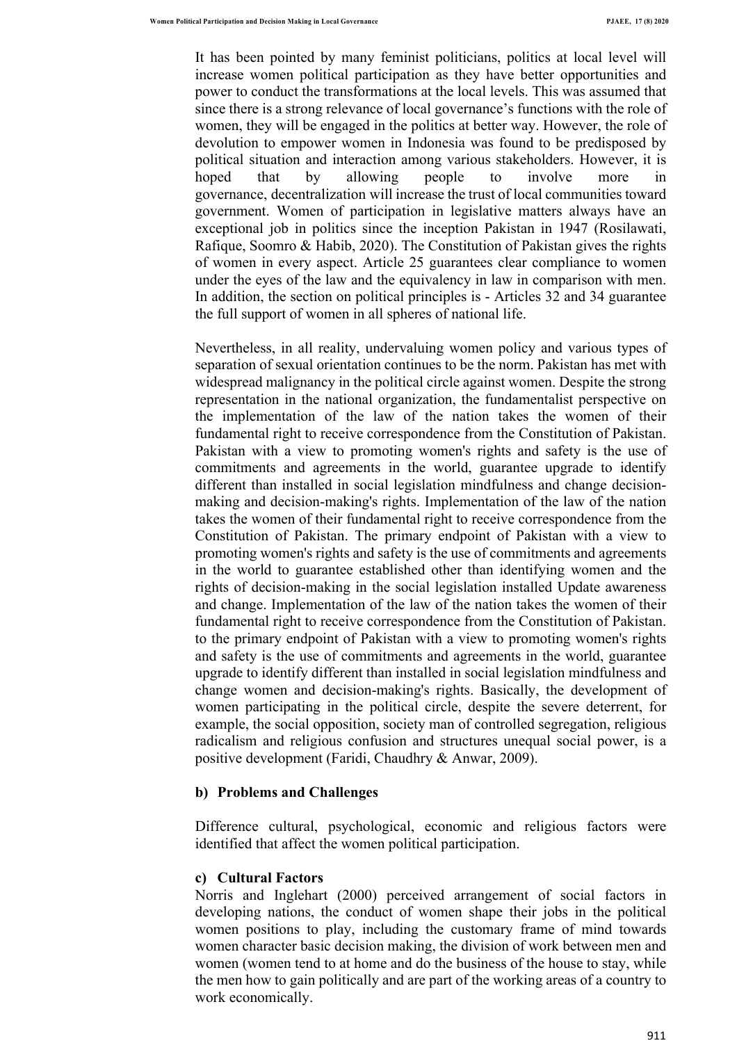It has been pointed by many feminist politicians, politics at local level will increase women political participation as they have better opportunities and power to conduct the transformations at the local levels. This was assumed that since there is a strong relevance of local governance's functions with the role of women, they will be engaged in the politics at better way. However, the role of devolution to empower women in Indonesia was found to be predisposed by political situation and interaction among various stakeholders. However, it is hoped that by allowing people to involve more in governance, decentralization will increase the trust of local communities toward government. Women of participation in legislative matters always have an exceptional job in politics since the inception Pakistan in 1947 (Rosilawati, Rafique, Soomro & Habib, 2020). The Constitution of Pakistan gives the rights of women in every aspect. Article 25 guarantees clear compliance to women under the eyes of the law and the equivalency in law in comparison with men. In addition, the section on political principles is - Articles 32 and 34 guarantee the full support of women in all spheres of national life.

Nevertheless, in all reality, undervaluing women policy and various types of separation of sexual orientation continues to be the norm. Pakistan has met with widespread malignancy in the political circle against women. Despite the strong representation in the national organization, the fundamentalist perspective on the implementation of the law of the nation takes the women of their fundamental right to receive correspondence from the Constitution of Pakistan. Pakistan with a view to promoting women's rights and safety is the use of commitments and agreements in the world, guarantee upgrade to identify different than installed in social legislation mindfulness and change decision-making and decision-making's rights. Implementation of the law of the nation takes the women of their fundamental right to receive correspondence from the Constitution of Pakistan. The primary endpoint of Pakistan with a view to promoting women's rights and safety is the use of commitments and agreements in the world to guarantee established other than identifying women and the rights of decision-making in the social legislation installed Update awareness and change. Implementation of the law of the nation takes the women of their fundamental right to receive correspondence from the Constitution of Pakistan. to the primary endpoint of Pakistan with a view to promoting women's rights and safety is the use of commitments and agreements in the world, guarantee upgrade to identify different than installed in social legislation mindfulness and change women and decision-making's rights. Basically, the development of women participating in the political circle, despite the severe deterrent, for example, the social opposition, society man of controlled segregation, religious radicalism and religious confusion and structures unequal social power, is a positive development (Faridi, Chaudhry & Anwar, 2009).

**b) Problems and Challenges**

Difference cultural, psychological, economic and religious factors were identified that affect the women political participation.

**c) Cultural Factors**

Norris and Inglehart (2000) perceived arrangement of social factors in developing nations, the conduct of women shape their jobs in the political women positions to play, including the customary frame of mind towards women character basic decision making, the division of work between men and women (women tend to at home and do the business of the house to stay, while the men how to gain politically and are part of the working areas of a country to work economically.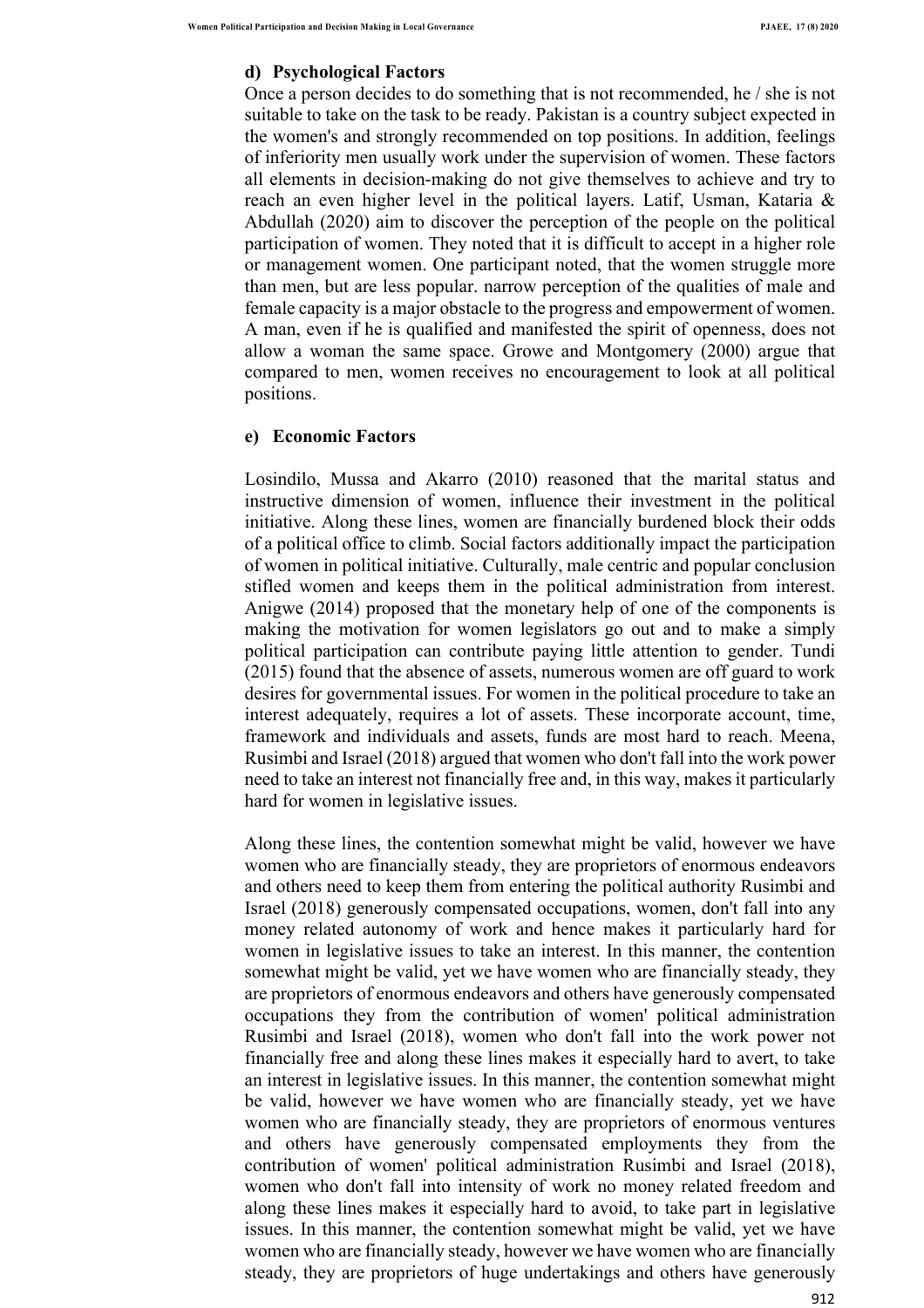#### d) Psychological Factors

Once a person decides to do something that is not recommended, he / she is not suitable to take on the task to be ready. Pakistan is a country subject expected in the women's and strongly recommended on top positions. In addition, feelings of inferiority men usually work under the supervision of women. These factors all elements in decision-making do not give themselves to achieve and try to reach an even higher level in the political layers. Latif, Usman, Kataria & Abdullah (2020) aim to discover the perception of the people on the political participation of women. They noted that it is difficult to accept in a higher role or management women. One participant noted, that the women struggle more than men, but are less popular. narrow perception of the qualities of male and female capacity is a major obstacle to the progress and empowerment of women. A man, even if he is qualified and manifested the spirit of openness, does not allow a woman the same space. Growe and Montgomery (2000) argue that compared to men, women receives no encouragement to look at all political positions.

#### e) Economic Factors

Losindilo, Mussa and Akarro (2010) reasoned that the marital status and instructive dimension of women, influence their investment in the political initiative. Along these lines, women are financially burdened block their odds of a political office to climb. Social factors additionally impact the participation of women in political initiative. Culturally, male centric and popular conclusion stifled women and keeps them in the political administration from interest. Anigwe (2014) proposed that the monetary help of one of the components is making the motivation for women legislators go out and to make a simply political participation can contribute paying little attention to gender. Tundi (2015) found that the absence of assets, numerous women are off guard to work desires for governmental issues. For women in the political procedure to take an interest adequately, requires a lot of assets. These incorporate account, time, framework and individuals and assets, funds are most hard to reach. Meena, Rusimbi and Israel (2018) argued that women who don't fall into the work power need to take an interest not financially free and, in this way, makes it particularly hard for women in legislative issues.

Along these lines, the contention somewhat might be valid, however we have women who are financially steady, they are proprietors of enormous endeavors and others need to keep them from entering the political authority Rusimbi and Israel (2018) generously compensated occupations, women, don't fall into any money related autonomy of work and hence makes it particularly hard for women in legislative issues to take an interest. In this manner, the contention somewhat might be valid, yet we have women who are financially steady, they are proprietors of enormous endeavors and others have generously compensated occupations they from the contribution of women' political administration Rusimbi and Israel (2018), women who don't fall into the work power not financially free and along these lines makes it especially hard to avert, to take an interest in legislative issues. In this manner, the contention somewhat might be valid, however we have women who are financially steady, yet we have women who are financially steady, they are proprietors of enormous ventures and others have generously compensated employments they from the contribution of women' political administration Rusimbi and Israel (2018), women who don't fall into intensity of work no money related freedom and along these lines makes it especially hard to avoid, to take part in legislative issues. In this manner, the contention somewhat might be valid, yet we have women who are financially steady, however we have women who are financially steady, they are proprietors of huge undertakings and others have generously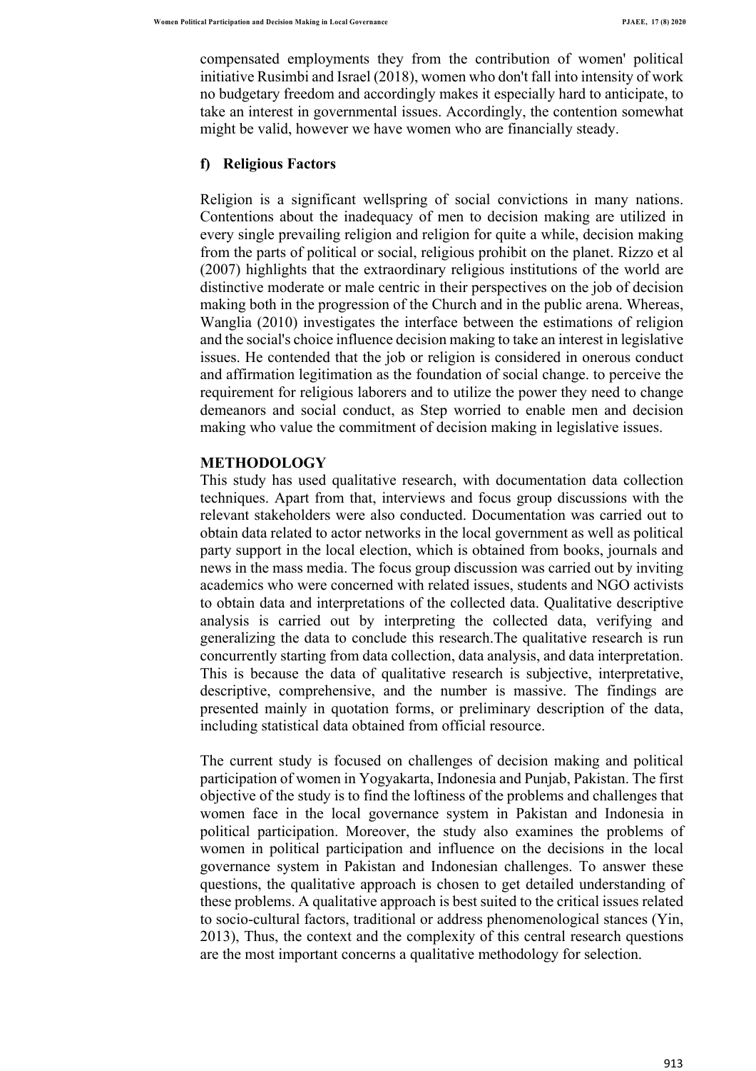compensated employments they from the contribution of women' political initiative Rusimbi and Israel (2018), women who don't fall into intensity of work no budgetary freedom and accordingly makes it especially hard to anticipate, to take an interest in governmental issues. Accordingly, the contention somewhat might be valid, however we have women who are financially steady.

**f) Religious Factors**

Religion is a significant wellspring of social convictions in many nations. Contentions about the inadequacy of men to decision making are utilized in every single prevailing religion and religion for quite a while, decision making from the parts of political or social, religious prohibit on the planet. Rizzo et al (2007) highlights that the extraordinary religious institutions of the world are distinctive moderate or male centric in their perspectives on the job of decision making both in the progression of the Church and in the public arena. Whereas, Wanglia (2010) investigates the interface between the estimations of religion and the social's choice influence decision making to take an interest in legislative issues. He contended that the job or religion is considered in onerous conduct and affirmation legitimation as the foundation of social change. to perceive the requirement for religious laborers and to utilize the power they need to change demeanors and social conduct, as Step worried to enable men and decision making who value the commitment of decision making in legislative issues.

## METHODOLOGY

This study has used qualitative research, with documentation data collection techniques. Apart from that, interviews and focus group discussions with the relevant stakeholders were also conducted. Documentation was carried out to obtain data related to actor networks in the local government as well as political party support in the local election, which is obtained from books, journals and news in the mass media. The focus group discussion was carried out by inviting academics who were concerned with related issues, students and NGO activists to obtain data and interpretations of the collected data. Qualitative descriptive analysis is carried out by interpreting the collected data, verifying and generalizing the data to conclude this research.The qualitative research is run concurrently starting from data collection, data analysis, and data interpretation. This is because the data of qualitative research is subjective, interpretative, descriptive, comprehensive, and the number is massive. The findings are presented mainly in quotation forms, or preliminary description of the data, including statistical data obtained from official resource.

The current study is focused on challenges of decision making and political participation of women in Yogyakarta, Indonesia and Punjab, Pakistan. The first objective of the study is to find the loftiness of the problems and challenges that women face in the local governance system in Pakistan and Indonesia in political participation. Moreover, the study also examines the problems of women in political participation and influence on the decisions in the local governance system in Pakistan and Indonesian challenges. To answer these questions, the qualitative approach is chosen to get detailed understanding of these problems. A qualitative approach is best suited to the critical issues related to socio-cultural factors, traditional or address phenomenological stances (Yin, 2013), Thus, the context and the complexity of this central research questions are the most important concerns a qualitative methodology for selection.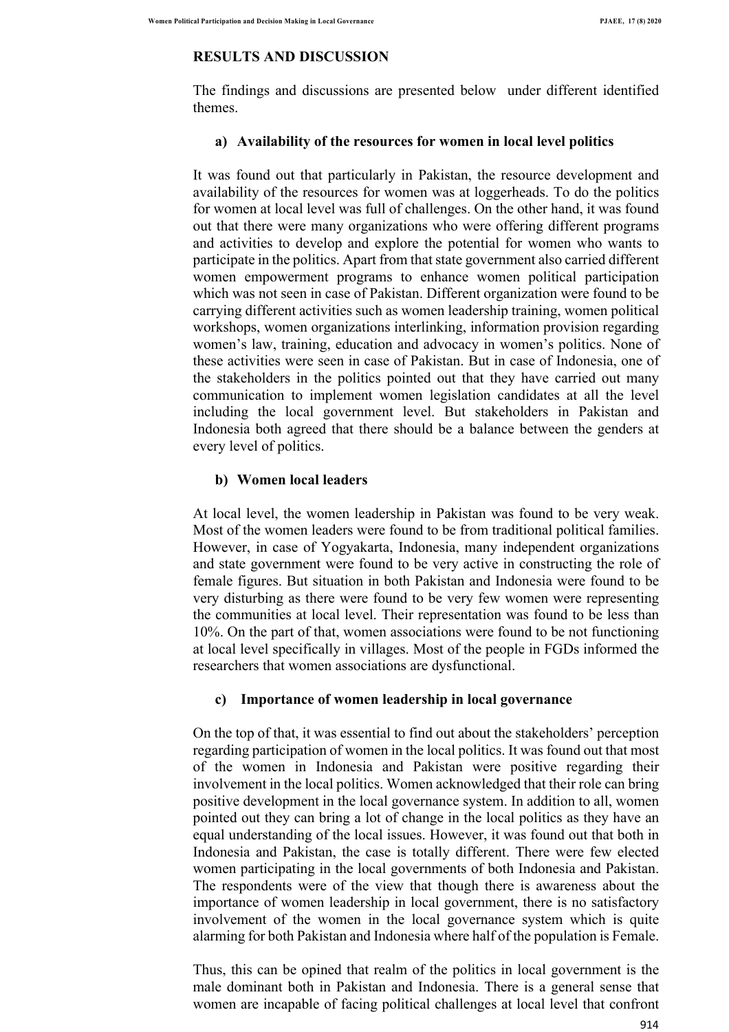## RESULTS AND DISCUSSION

The findings and discussions are presented below under different identified themes.

### a) Availability of the resources for women in local level politics

It was found out that particularly in Pakistan, the resource development and availability of the resources for women was at loggerheads. To do the politics for women at local level was full of challenges. On the other hand, it was found out that there were many organizations who were offering different programs and activities to develop and explore the potential for women who wants to participate in the politics. Apart from that state government also carried different women empowerment programs to enhance women political participation which was not seen in case of Pakistan. Different organization were found to be carrying different activities such as women leadership training, women political workshops, women organizations interlinking, information provision regarding women's law, training, education and advocacy in women's politics. None of these activities were seen in case of Pakistan. But in case of Indonesia, one of the stakeholders in the politics pointed out that they have carried out many communication to implement women legislation candidates at all the level including the local government level. But stakeholders in Pakistan and Indonesia both agreed that there should be a balance between the genders at every level of politics.

### b) Women local leaders

At local level, the women leadership in Pakistan was found to be very weak. Most of the women leaders were found to be from traditional political families. However, in case of Yogyakarta, Indonesia, many independent organizations and state government were found to be very active in constructing the role of female figures. But situation in both Pakistan and Indonesia were found to be very disturbing as there were found to be very few women were representing the communities at local level. Their representation was found to be less than 10%. On the part of that, women associations were found to be not functioning at local level specifically in villages. Most of the people in FGDs informed the researchers that women associations are dysfunctional.

### c) Importance of women leadership in local governance

On the top of that, it was essential to find out about the stakeholders' perception regarding participation of women in the local politics. It was found out that most of the women in Indonesia and Pakistan were positive regarding their involvement in the local politics. Women acknowledged that their role can bring positive development in the local governance system. In addition to all, women pointed out they can bring a lot of change in the local politics as they have an equal understanding of the local issues. However, it was found out that both in Indonesia and Pakistan, the case is totally different. There were few elected women participating in the local governments of both Indonesia and Pakistan. The respondents were of the view that though there is awareness about the importance of women leadership in local government, there is no satisfactory involvement of the women in the local governance system which is quite alarming for both Pakistan and Indonesia where half of the population is Female.

Thus, this can be opined that realm of the politics in local government is the male dominant both in Pakistan and Indonesia. There is a general sense that women are incapable of facing political challenges at local level that confront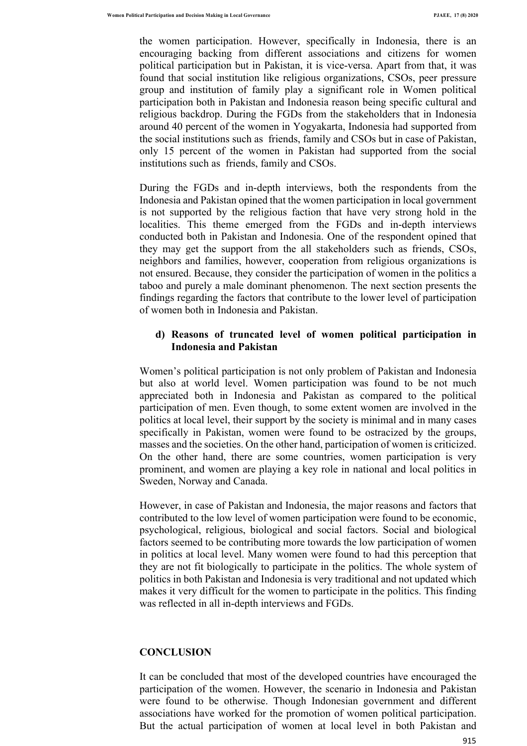the women participation. However, specifically in Indonesia, there is an encouraging backing from different associations and citizens for women political participation but in Pakistan, it is vice-versa. Apart from that, it was found that social institution like religious organizations, CSOs, peer pressure group and institution of family play a significant role in Women political participation both in Pakistan and Indonesia reason being specific cultural and religious backdrop. During the FGDs from the stakeholders that in Indonesia around 40 percent of the women in Yogyakarta, Indonesia had supported from the social institutions such as friends, family and CSOs but in case of Pakistan, only 15 percent of the women in Pakistan had supported from the social institutions such as friends, family and CSOs.

During the FGDs and in-depth interviews, both the respondents from the Indonesia and Pakistan opined that the women participation in local government is not supported by the religious faction that have very strong hold in the localities. This theme emerged from the FGDs and in-depth interviews conducted both in Pakistan and Indonesia. One of the respondent opined that they may get the support from the all stakeholders such as friends, CSOs, neighbors and families, however, cooperation from religious organizations is not ensured. Because, they consider the participation of women in the politics a taboo and purely a male dominant phenomenon. The next section presents the findings regarding the factors that contribute to the lower level of participation of women both in Indonesia and Pakistan.

### d) Reasons of truncated level of women political participation in Indonesia and Pakistan

Women's political participation is not only problem of Pakistan and Indonesia but also at world level. Women participation was found to be not much appreciated both in Indonesia and Pakistan as compared to the political participation of men. Even though, to some extent women are involved in the politics at local level, their support by the society is minimal and in many cases specifically in Pakistan, women were found to be ostracized by the groups, masses and the societies. On the other hand, participation of women is criticized. On the other hand, there are some countries, women participation is very prominent, and women are playing a key role in national and local politics in Sweden, Norway and Canada.

However, in case of Pakistan and Indonesia, the major reasons and factors that contributed to the low level of women participation were found to be economic, psychological, religious, biological and social factors. Social and biological factors seemed to be contributing more towards the low participation of women in politics at local level. Many women were found to had this perception that they are not fit biologically to participate in the politics. The whole system of politics in both Pakistan and Indonesia is very traditional and not updated which makes it very difficult for the women to participate in the politics. This finding was reflected in all in-depth interviews and FGDs.

## CONCLUSION

It can be concluded that most of the developed countries have encouraged the participation of the women. However, the scenario in Indonesia and Pakistan were found to be otherwise. Though Indonesian government and different associations have worked for the promotion of women political participation. But the actual participation of women at local level in both Pakistan and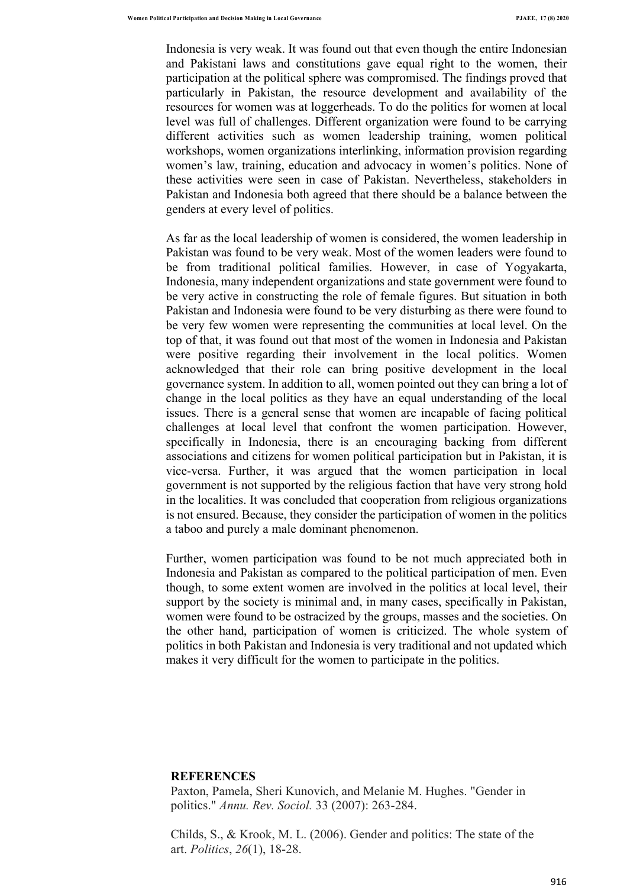Indonesia is very weak. It was found out that even though the entire Indonesian and Pakistani laws and constitutions gave equal right to the women, their participation at the political sphere was compromised. The findings proved that particularly in Pakistan, the resource development and availability of the resources for women was at loggerheads. To do the politics for women at local level was full of challenges. Different organization were found to be carrying different activities such as women leadership training, women political workshops, women organizations interlinking, information provision regarding women's law, training, education and advocacy in women's politics. None of these activities were seen in case of Pakistan. Nevertheless, stakeholders in Pakistan and Indonesia both agreed that there should be a balance between the genders at every level of politics.

As far as the local leadership of women is considered, the women leadership in Pakistan was found to be very weak. Most of the women leaders were found to be from traditional political families. However, in case of Yogyakarta, Indonesia, many independent organizations and state government were found to be very active in constructing the role of female figures. But situation in both Pakistan and Indonesia were found to be very disturbing as there were found to be very few women were representing the communities at local level. On the top of that, it was found out that most of the women in Indonesia and Pakistan were positive regarding their involvement in the local politics. Women acknowledged that their role can bring positive development in the local governance system. In addition to all, women pointed out they can bring a lot of change in the local politics as they have an equal understanding of the local issues. There is a general sense that women are incapable of facing political challenges at local level that confront the women participation. However, specifically in Indonesia, there is an encouraging backing from different associations and citizens for women political participation but in Pakistan, it is vice-versa. Further, it was argued that the women participation in local government is not supported by the religious faction that have very strong hold in the localities. It was concluded that cooperation from religious organizations is not ensured. Because, they consider the participation of women in the politics a taboo and purely a male dominant phenomenon.

Further, women participation was found to be not much appreciated both in Indonesia and Pakistan as compared to the political participation of men. Even though, to some extent women are involved in the politics at local level, their support by the society is minimal and, in many cases, specifically in Pakistan, women were found to be ostracized by the groups, masses and the societies. On the other hand, participation of women is criticized. The whole system of politics in both Pakistan and Indonesia is very traditional and not updated which makes it very difficult for the women to participate in the politics.

## REFERENCES

Paxton, Pamela, Sheri Kunovich, and Melanie M. Hughes. "Gender in politics." *Annu. Rev. Sociol.* 33 (2007): 263-284.

Childs, S., & Krook, M. L. (2006). Gender and politics: The state of the art. *Politics*, *26*(1), 18-28.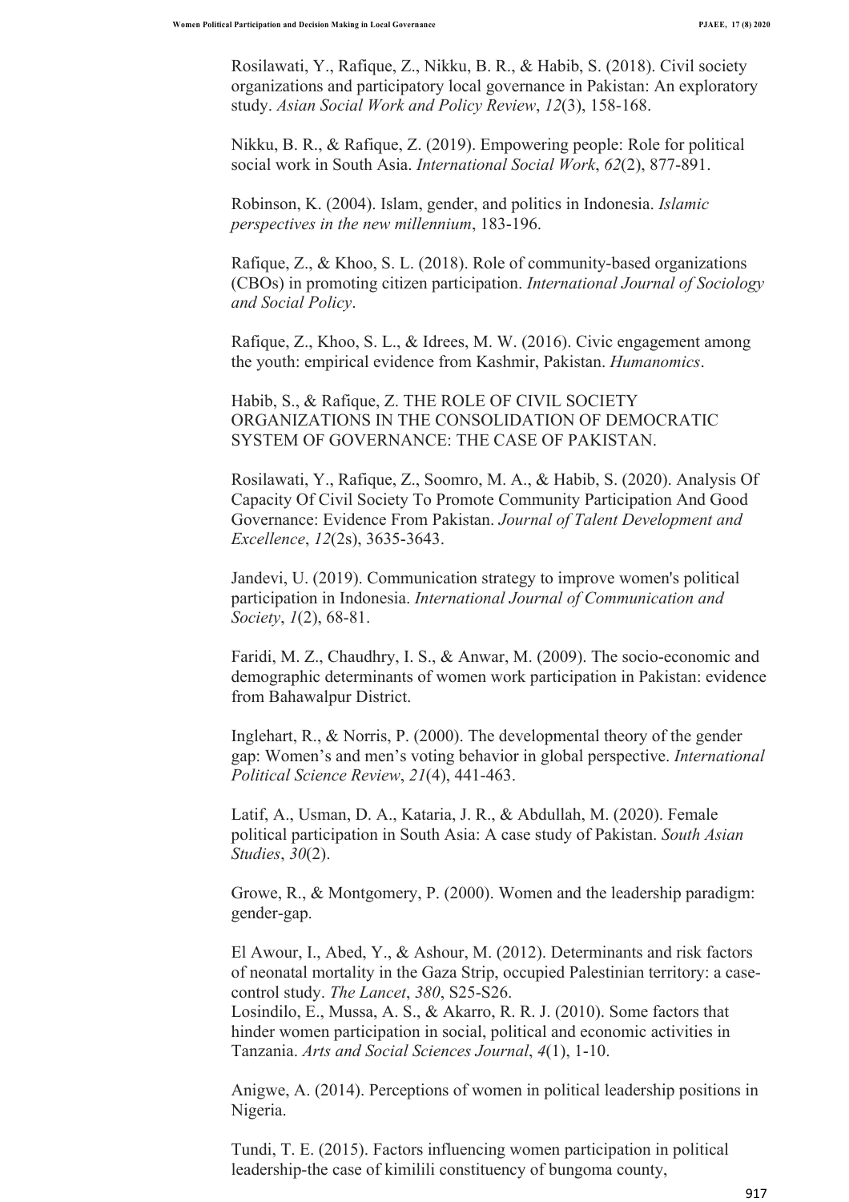Rosilawati, Y., Rafique, Z., Nikku, B. R., & Habib, S. (2018). Civil society organizations and participatory local governance in Pakistan: An exploratory study. *Asian Social Work and Policy Review*, *12*(3), 158-168.

Nikku, B. R., & Rafique, Z. (2019). Empowering people: Role for political social work in South Asia. *International Social Work*, *62*(2), 877-891.

Robinson, K. (2004). Islam, gender, and politics in Indonesia. *Islamic perspectives in the new millennium*, 183-196.

Rafique, Z., & Khoo, S. L. (2018). Role of community-based organizations (CBOs) in promoting citizen participation. *International Journal of Sociology and Social Policy*.

Rafique, Z., Khoo, S. L., & Idrees, M. W. (2016). Civic engagement among the youth: empirical evidence from Kashmir, Pakistan. *Humanomics*.

Habib, S., & Rafique, Z. THE ROLE OF CIVIL SOCIETY ORGANIZATIONS IN THE CONSOLIDATION OF DEMOCRATIC SYSTEM OF GOVERNANCE: THE CASE OF PAKISTAN.

Rosilawati, Y., Rafique, Z., Soomro, M. A., & Habib, S. (2020). Analysis Of Capacity Of Civil Society To Promote Community Participation And Good Governance: Evidence From Pakistan. *Journal of Talent Development and Excellence*, *12*(2s), 3635-3643.

Jandevi, U. (2019). Communication strategy to improve women's political participation in Indonesia. *International Journal of Communication and Society*, *1*(2), 68-81.

Faridi, M. Z., Chaudhry, I. S., & Anwar, M. (2009). The socio-economic and demographic determinants of women work participation in Pakistan: evidence from Bahawalpur District.

Inglehart, R., & Norris, P. (2000). The developmental theory of the gender gap: Women's and men's voting behavior in global perspective. *International Political Science Review*, *21*(4), 441-463.

Latif, A., Usman, D. A., Kataria, J. R., & Abdullah, M. (2020). Female political participation in South Asia: A case study of Pakistan. *South Asian Studies*, *30*(2).

Growe, R., & Montgomery, P. (2000). Women and the leadership paradigm: gender-gap.

El Awour, I., Abed, Y., & Ashour, M. (2012). Determinants and risk factors of neonatal mortality in the Gaza Strip, occupied Palestinian territory: a case-control study. *The Lancet*, *380*, S25-S26.

Losindilo, E., Mussa, A. S., & Akarro, R. R. J. (2010). Some factors that hinder women participation in social, political and economic activities in Tanzania. *Arts and Social Sciences Journal*, *4*(1), 1-10.

Anigwe, A. (2014). Perceptions of women in political leadership positions in Nigeria.

Tundi, T. E. (2015). Factors influencing women participation in political leadership-the case of kimilili constituency of bungoma county,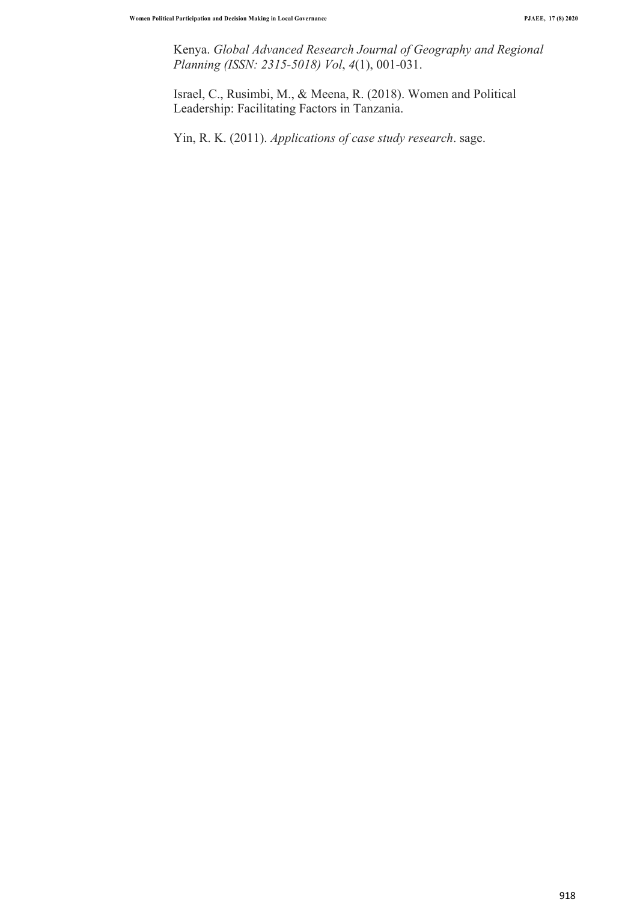Kenya. *Global Advanced Research Journal of Geography and Regional Planning (ISSN: 2315-5018) Vol*, *4*(1), 001-031.

Israel, C., Rusimbi, M., & Meena, R. (2018). Women and Political Leadership: Facilitating Factors in Tanzania.

Yin, R. K. (2011). *Applications of case study research*. sage.